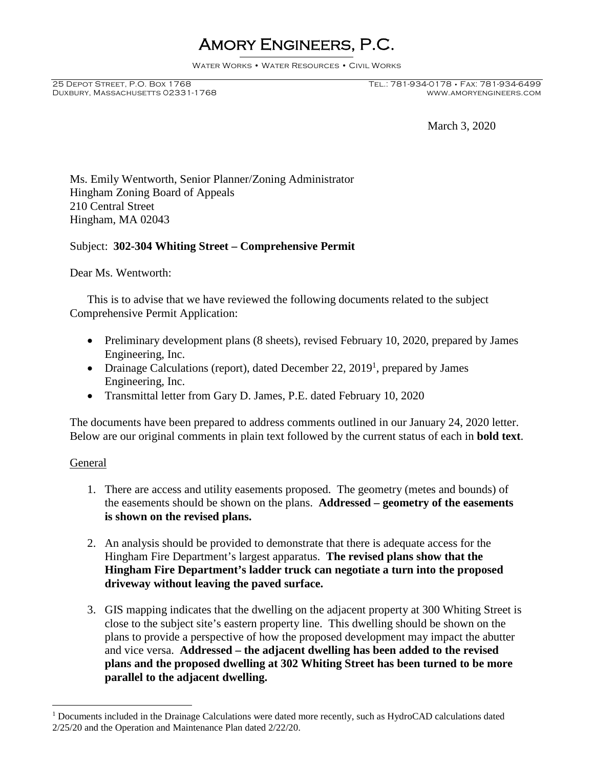# Amory Engineers, P.C.

Water Works • Water Resources • Civil Works

25 Depot Street, P.O. Box 1768
Duxbury, Massachusetts 02331-1768

Tel.: 781-934-0178 • Fax: 781-934-6499
www.amoryengineers.com

March 3, 2020

Ms. Emily Wentworth, Senior Planner/Zoning Administrator
Hingham Zoning Board of Appeals
210 Central Street
Hingham, MA 02043

Subject: **302-304 Whiting Street – Comprehensive Permit**

Dear Ms. Wentworth:

This is to advise that we have reviewed the following documents related to the subject Comprehensive Permit Application:

- Preliminary development plans (8 sheets), revised February 10, 2020, prepared by James Engineering, Inc.
- Drainage Calculations (report), dated December 22, 2019[1], prepared by James Engineering, Inc.
- Transmittal letter from Gary D. James, P.E. dated February 10, 2020

The documents have been prepared to address comments outlined in our January 24, 2020 letter. Below are our original comments in plain text followed by the current status of each in **bold text**.

General

1. There are access and utility easements proposed. The geometry (metes and bounds) of the easements should be shown on the plans. **Addressed – geometry of the easements is shown on the revised plans.**

2. An analysis should be provided to demonstrate that there is adequate access for the Hingham Fire Department's largest apparatus. **The revised plans show that the Hingham Fire Department's ladder truck can negotiate a turn into the proposed driveway without leaving the paved surface.**

3. GIS mapping indicates that the dwelling on the adjacent property at 300 Whiting Street is close to the subject site's eastern property line. This dwelling should be shown on the plans to provide a perspective of how the proposed development may impact the abutter and vice versa. **Addressed – the adjacent dwelling has been added to the revised plans and the proposed dwelling at 302 Whiting Street has been turned to be more parallel to the adjacent dwelling.**

[1] Documents included in the Drainage Calculations were dated more recently, such as HydroCAD calculations dated 2/25/20 and the Operation and Maintenance Plan dated 2/22/20.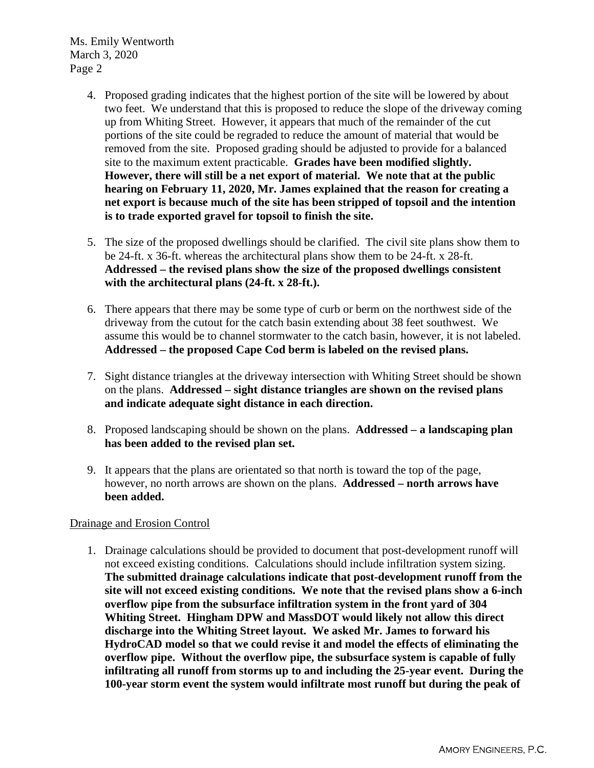4. Proposed grading indicates that the highest portion of the site will be lowered by about two feet. We understand that this is proposed to reduce the slope of the driveway coming up from Whiting Street. However, it appears that much of the remainder of the cut portions of the site could be regraded to reduce the amount of material that would be removed from the site. Proposed grading should be adjusted to provide for a balanced site to the maximum extent practicable. **Grades have been modified slightly. However, there will still be a net export of material. We note that at the public hearing on February 11, 2020, Mr. James explained that the reason for creating a net export is because much of the site has been stripped of topsoil and the intention is to trade exported gravel for topsoil to finish the site.**

5. The size of the proposed dwellings should be clarified. The civil site plans show them to be 24-ft. x 36-ft. whereas the architectural plans show them to be 24-ft. x 28-ft. **Addressed – the revised plans show the size of the proposed dwellings consistent with the architectural plans (24-ft. x 28-ft.).**

6. There appears that there may be some type of curb or berm on the northwest side of the driveway from the cutout for the catch basin extending about 38 feet southwest. We assume this would be to channel stormwater to the catch basin, however, it is not labeled. **Addressed – the proposed Cape Cod berm is labeled on the revised plans.**

7. Sight distance triangles at the driveway intersection with Whiting Street should be shown on the plans. **Addressed – sight distance triangles are shown on the revised plans and indicate adequate sight distance in each direction.**

8. Proposed landscaping should be shown on the plans. **Addressed – a landscaping plan has been added to the revised plan set.**

9. It appears that the plans are orientated so that north is toward the top of the page, however, no north arrows are shown on the plans. **Addressed – north arrows have been added.**

<u>Drainage and Erosion Control</u>

1. Drainage calculations should be provided to document that post-development runoff will not exceed existing conditions. Calculations should include infiltration system sizing. **The submitted drainage calculations indicate that post-development runoff from the site will not exceed existing conditions. We note that the revised plans show a 6-inch overflow pipe from the subsurface infiltration system in the front yard of 304 Whiting Street. Hingham DPW and MassDOT would likely not allow this direct discharge into the Whiting Street layout. We asked Mr. James to forward his HydroCAD model so that we could revise it and model the effects of eliminating the overflow pipe. Without the overflow pipe, the subsurface system is capable of fully infiltrating all runoff from storms up to and including the 25-year event. During the 100-year storm event the system would infiltrate most runoff but during the peak of**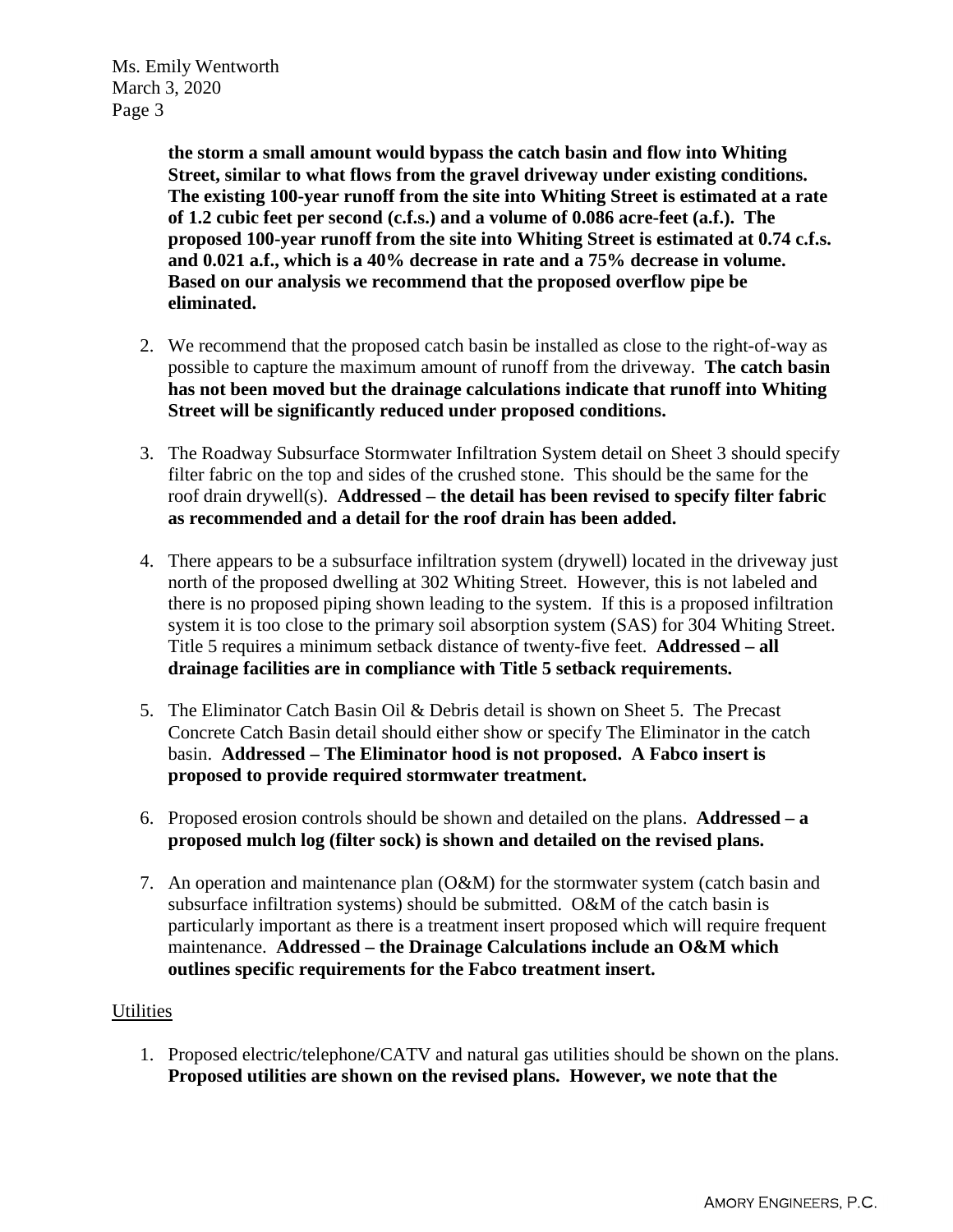**the storm a small amount would bypass the catch basin and flow into Whiting Street, similar to what flows from the gravel driveway under existing conditions. The existing 100-year runoff from the site into Whiting Street is estimated at a rate of 1.2 cubic feet per second (c.f.s.) and a volume of 0.086 acre-feet (a.f.). The proposed 100-year runoff from the site into Whiting Street is estimated at 0.74 c.f.s. and 0.021 a.f., which is a 40% decrease in rate and a 75% decrease in volume. Based on our analysis we recommend that the proposed overflow pipe be eliminated.**

2. We recommend that the proposed catch basin be installed as close to the right-of-way as possible to capture the maximum amount of runoff from the driveway. **The catch basin has not been moved but the drainage calculations indicate that runoff into Whiting Street will be significantly reduced under proposed conditions.**

3. The Roadway Subsurface Stormwater Infiltration System detail on Sheet 3 should specify filter fabric on the top and sides of the crushed stone. This should be the same for the roof drain drywell(s). **Addressed – the detail has been revised to specify filter fabric as recommended and a detail for the roof drain has been added.**

4. There appears to be a subsurface infiltration system (drywell) located in the driveway just north of the proposed dwelling at 302 Whiting Street. However, this is not labeled and there is no proposed piping shown leading to the system. If this is a proposed infiltration system it is too close to the primary soil absorption system (SAS) for 304 Whiting Street. Title 5 requires a minimum setback distance of twenty-five feet. **Addressed – all drainage facilities are in compliance with Title 5 setback requirements.**

5. The Eliminator Catch Basin Oil & Debris detail is shown on Sheet 5. The Precast Concrete Catch Basin detail should either show or specify The Eliminator in the catch basin. **Addressed – The Eliminator hood is not proposed. A Fabco insert is proposed to provide required stormwater treatment.**

6. Proposed erosion controls should be shown and detailed on the plans. **Addressed – a proposed mulch log (filter sock) is shown and detailed on the revised plans.**

7. An operation and maintenance plan (O&M) for the stormwater system (catch basin and subsurface infiltration systems) should be submitted. O&M of the catch basin is particularly important as there is a treatment insert proposed which will require frequent maintenance. **Addressed – the Drainage Calculations include an O&M which outlines specific requirements for the Fabco treatment insert.**

<u>Utilities</u>

1. Proposed electric/telephone/CATV and natural gas utilities should be shown on the plans. **Proposed utilities are shown on the revised plans. However, we note that the**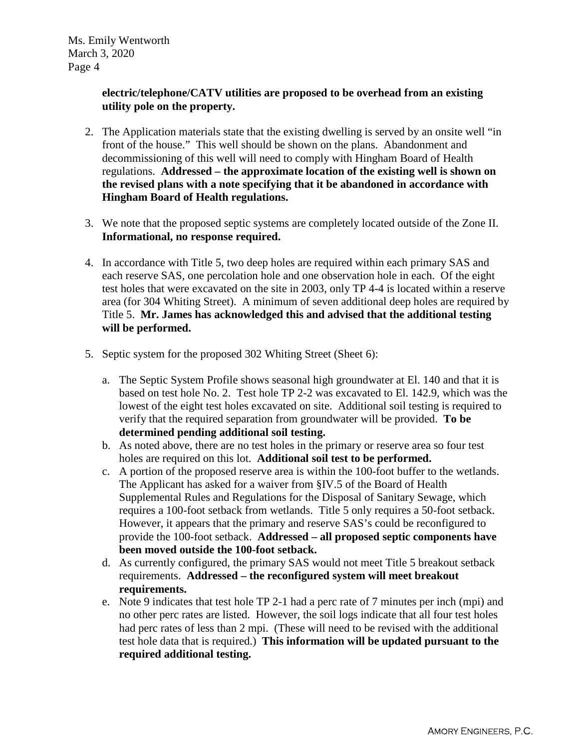**electric/telephone/CATV utilities are proposed to be overhead from an existing utility pole on the property.**

2. The Application materials state that the existing dwelling is served by an onsite well "in front of the house." This well should be shown on the plans. Abandonment and decommissioning of this well will need to comply with Hingham Board of Health regulations. **Addressed – the approximate location of the existing well is shown on the revised plans with a note specifying that it be abandoned in accordance with Hingham Board of Health regulations.**

3. We note that the proposed septic systems are completely located outside of the Zone II. **Informational, no response required.**

4. In accordance with Title 5, two deep holes are required within each primary SAS and each reserve SAS, one percolation hole and one observation hole in each. Of the eight test holes that were excavated on the site in 2003, only TP 4-4 is located within a reserve area (for 304 Whiting Street). A minimum of seven additional deep holes are required by Title 5. **Mr. James has acknowledged this and advised that the additional testing will be performed.**

5. Septic system for the proposed 302 Whiting Street (Sheet 6):

   a. The Septic System Profile shows seasonal high groundwater at El. 140 and that it is based on test hole No. 2. Test hole TP 2-2 was excavated to El. 142.9, which was the lowest of the eight test holes excavated on site. Additional soil testing is required to verify that the required separation from groundwater will be provided. **To be determined pending additional soil testing.**
   b. As noted above, there are no test holes in the primary or reserve area so four test holes are required on this lot. **Additional soil test to be performed.**
   c. A portion of the proposed reserve area is within the 100-foot buffer to the wetlands. The Applicant has asked for a waiver from §IV.5 of the Board of Health Supplemental Rules and Regulations for the Disposal of Sanitary Sewage, which requires a 100-foot setback from wetlands. Title 5 only requires a 50-foot setback. However, it appears that the primary and reserve SAS's could be reconfigured to provide the 100-foot setback. **Addressed – all proposed septic components have been moved outside the 100-foot setback.**
   d. As currently configured, the primary SAS would not meet Title 5 breakout setback requirements. **Addressed – the reconfigured system will meet breakout requirements.**
   e. Note 9 indicates that test hole TP 2-1 had a perc rate of 7 minutes per inch (mpi) and no other perc rates are listed. However, the soil logs indicate that all four test holes had perc rates of less than 2 mpi. (These will need to be revised with the additional test hole data that is required.) **This information will be updated pursuant to the required additional testing.**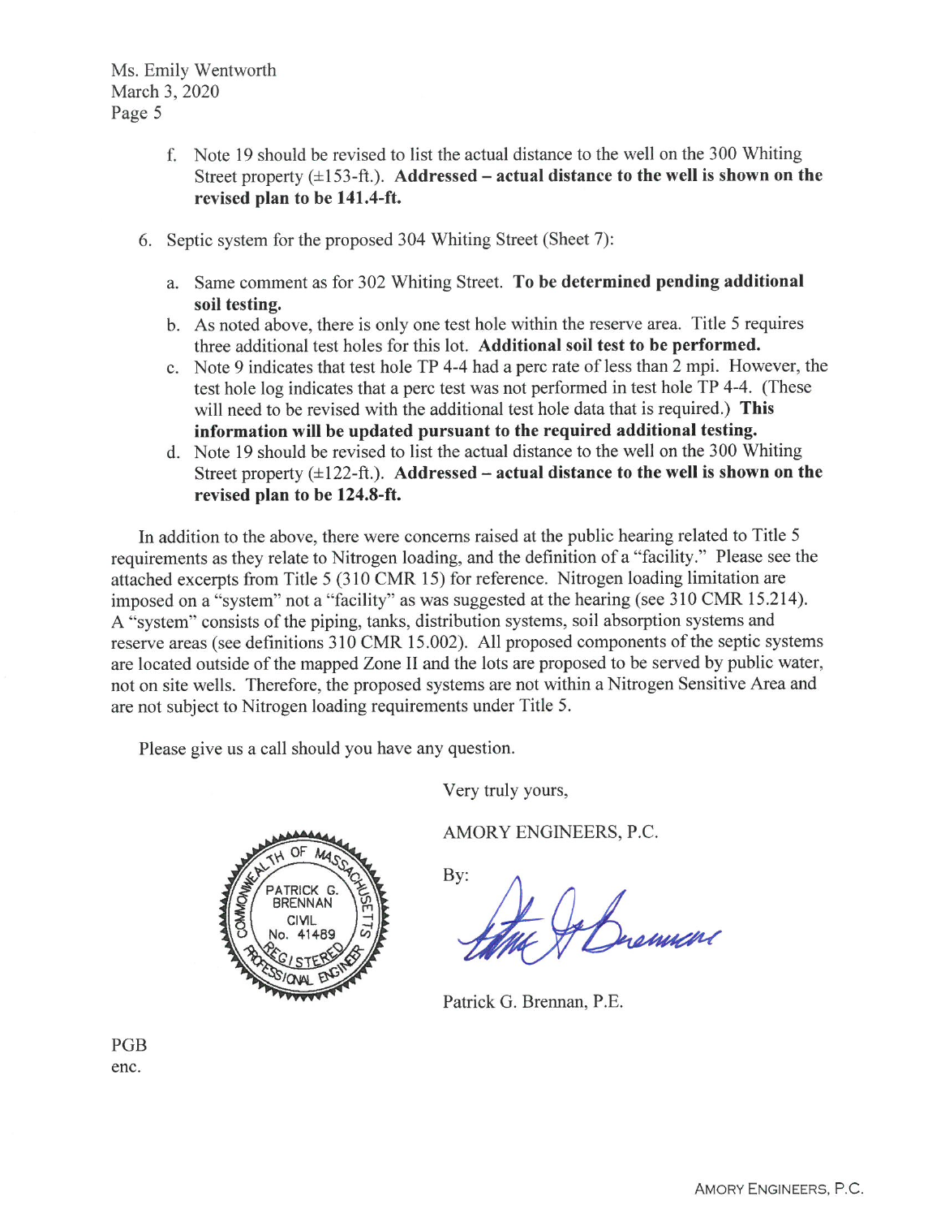Ms. Emily Wentworth
March 3, 2020

f. Note 19 should be revised to list the actual distance to the well on the 300 Whiting Street property (±153-ft.). **Addressed – actual distance to the well is shown on the revised plan to be 141.4-ft.**

6. Septic system for the proposed 304 Whiting Street (Sheet 7):

   a. Same comment as for 302 Whiting Street. **To be determined pending additional soil testing.**
   b. As noted above, there is only one test hole within the reserve area. Title 5 requires three additional test holes for this lot. **Additional soil test to be performed.**
   c. Note 9 indicates that test hole TP 4-4 had a perc rate of less than 2 mpi. However, the test hole log indicates that a perc test was not performed in test hole TP 4-4. (These will need to be revised with the additional test hole data that is required.) **This information will be updated pursuant to the required additional testing.**
   d. Note 19 should be revised to list the actual distance to the well on the 300 Whiting Street property (±122-ft.). **Addressed – actual distance to the well is shown on the revised plan to be 124.8-ft.**

In addition to the above, there were concerns raised at the public hearing related to Title 5 requirements as they relate to Nitrogen loading, and the definition of a "facility." Please see the attached excerpts from Title 5 (310 CMR 15) for reference. Nitrogen loading limitation are imposed on a "system" not a "facility" as was suggested at the hearing (see 310 CMR 15.214). A "system" consists of the piping, tanks, distribution systems, soil absorption systems and reserve areas (see definitions 310 CMR 15.002). All proposed components of the septic systems are located outside of the mapped Zone II and the lots are proposed to be served by public water, not on site wells. Therefore, the proposed systems are not within a Nitrogen Sensitive Area and are not subject to Nitrogen loading requirements under Title 5.

Please give us a call should you have any question.

Very truly yours,

AMORY ENGINEERS, P.C.

By:

COMMONWEALTH OF MASSACHUSETTS
PATRICK G. BRENNAN
CIVIL
No. 41489
REGISTERED
PROFESSIONAL ENGINEER

Patrick G. Brennan, P.E.

PGB
enc.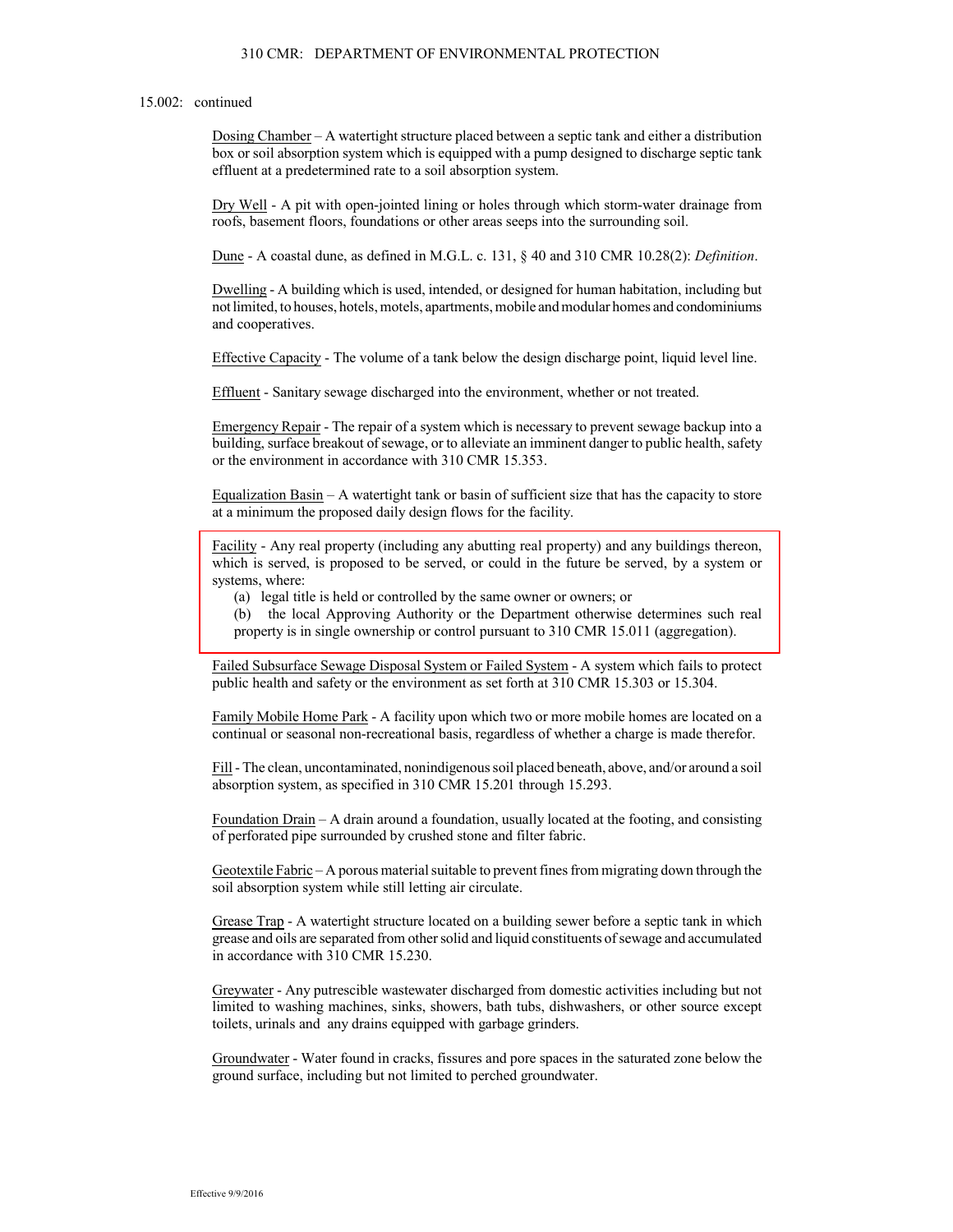15.002: continued

Dosing Chamber – A watertight structure placed between a septic tank and either a distribution box or soil absorption system which is equipped with a pump designed to discharge septic tank effluent at a predetermined rate to a soil absorption system.

Dry Well - A pit with open-jointed lining or holes through which storm-water drainage from roofs, basement floors, foundations or other areas seeps into the surrounding soil.

Dune - A coastal dune, as defined in M.G.L. c. 131, § 40 and 310 CMR 10.28(2): *Definition*.

Dwelling - A building which is used, intended, or designed for human habitation, including but not limited, to houses, hotels, motels, apartments, mobile and modular homes and condominiums and cooperatives.

Effective Capacity - The volume of a tank below the design discharge point, liquid level line.

Effluent - Sanitary sewage discharged into the environment, whether or not treated.

Emergency Repair - The repair of a system which is necessary to prevent sewage backup into a building, surface breakout of sewage, or to alleviate an imminent danger to public health, safety or the environment in accordance with 310 CMR 15.353.

Equalization Basin – A watertight tank or basin of sufficient size that has the capacity to store at a minimum the proposed daily design flows for the facility.

Facility - Any real property (including any abutting real property) and any buildings thereon, which is served, is proposed to be served, or could in the future be served, by a system or systems, where:

(a) legal title is held or controlled by the same owner or owners; or

(b) the local Approving Authority or the Department otherwise determines such real property is in single ownership or control pursuant to 310 CMR 15.011 (aggregation).

Failed Subsurface Sewage Disposal System or Failed System - A system which fails to protect public health and safety or the environment as set forth at 310 CMR 15.303 or 15.304.

Family Mobile Home Park - A facility upon which two or more mobile homes are located on a continual or seasonal non-recreational basis, regardless of whether a charge is made therefor.

Fill - The clean, uncontaminated, nonindigenous soil placed beneath, above, and/or around a soil absorption system, as specified in 310 CMR 15.201 through 15.293.

Foundation Drain – A drain around a foundation, usually located at the footing, and consisting of perforated pipe surrounded by crushed stone and filter fabric.

Geotextile Fabric – A porous material suitable to prevent fines from migrating down through the soil absorption system while still letting air circulate.

Grease Trap - A watertight structure located on a building sewer before a septic tank in which grease and oils are separated from other solid and liquid constituents of sewage and accumulated in accordance with 310 CMR 15.230.

Greywater - Any putrescible wastewater discharged from domestic activities including but not limited to washing machines, sinks, showers, bath tubs, dishwashers, or other source except toilets, urinals and any drains equipped with garbage grinders.

Groundwater - Water found in cracks, fissures and pore spaces in the saturated zone below the ground surface, including but not limited to perched groundwater.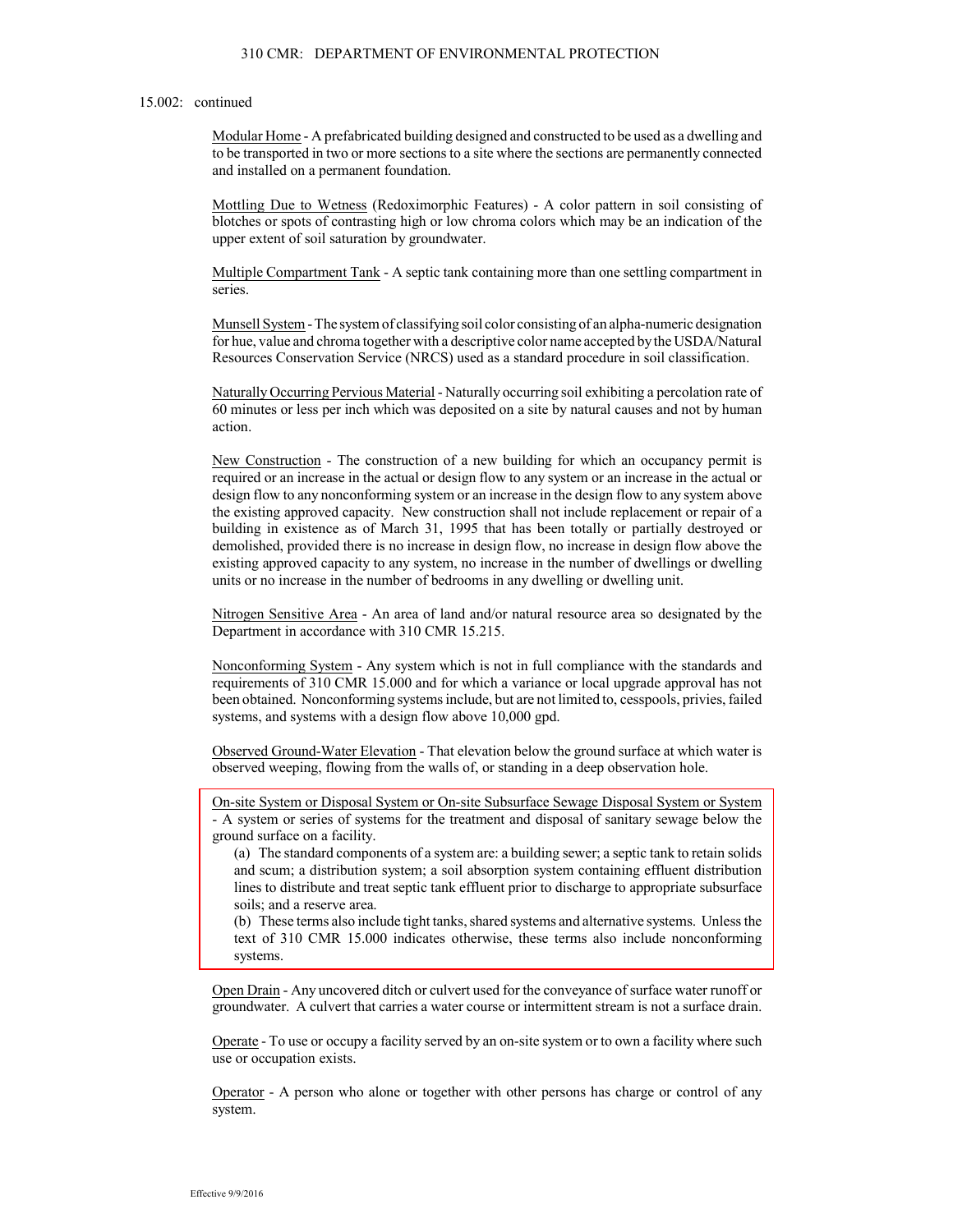15.002: continued

Modular Home - A prefabricated building designed and constructed to be used as a dwelling and to be transported in two or more sections to a site where the sections are permanently connected and installed on a permanent foundation.

Mottling Due to Wetness (Redoximorphic Features) - A color pattern in soil consisting of blotches or spots of contrasting high or low chroma colors which may be an indication of the upper extent of soil saturation by groundwater.

Multiple Compartment Tank - A septic tank containing more than one settling compartment in series.

Munsell System - The system of classifying soil color consisting of an alpha-numeric designation for hue, value and chroma together with a descriptive color name accepted by the USDA/Natural Resources Conservation Service (NRCS) used as a standard procedure in soil classification.

Naturally Occurring Pervious Material - Naturally occurring soil exhibiting a percolation rate of 60 minutes or less per inch which was deposited on a site by natural causes and not by human action.

New Construction - The construction of a new building for which an occupancy permit is required or an increase in the actual or design flow to any system or an increase in the actual or design flow to any nonconforming system or an increase in the design flow to any system above the existing approved capacity. New construction shall not include replacement or repair of a building in existence as of March 31, 1995 that has been totally or partially destroyed or demolished, provided there is no increase in design flow, no increase in design flow above the existing approved capacity to any system, no increase in the number of dwellings or dwelling units or no increase in the number of bedrooms in any dwelling or dwelling unit.

Nitrogen Sensitive Area - An area of land and/or natural resource area so designated by the Department in accordance with 310 CMR 15.215.

Nonconforming System - Any system which is not in full compliance with the standards and requirements of 310 CMR 15.000 and for which a variance or local upgrade approval has not been obtained. Nonconforming systems include, but are not limited to, cesspools, privies, failed systems, and systems with a design flow above 10,000 gpd.

Observed Ground-Water Elevation - That elevation below the ground surface at which water is observed weeping, flowing from the walls of, or standing in a deep observation hole.

On-site System or Disposal System or On-site Subsurface Sewage Disposal System or System - A system or series of systems for the treatment and disposal of sanitary sewage below the ground surface on a facility.

(a) The standard components of a system are: a building sewer; a septic tank to retain solids and scum; a distribution system; a soil absorption system containing effluent distribution lines to distribute and treat septic tank effluent prior to discharge to appropriate subsurface soils; and a reserve area.

(b) These terms also include tight tanks, shared systems and alternative systems. Unless the text of 310 CMR 15.000 indicates otherwise, these terms also include nonconforming systems.

Open Drain - Any uncovered ditch or culvert used for the conveyance of surface water runoff or groundwater. A culvert that carries a water course or intermittent stream is not a surface drain.

Operate - To use or occupy a facility served by an on-site system or to own a facility where such use or occupation exists.

Operator - A person who alone or together with other persons has charge or control of any system.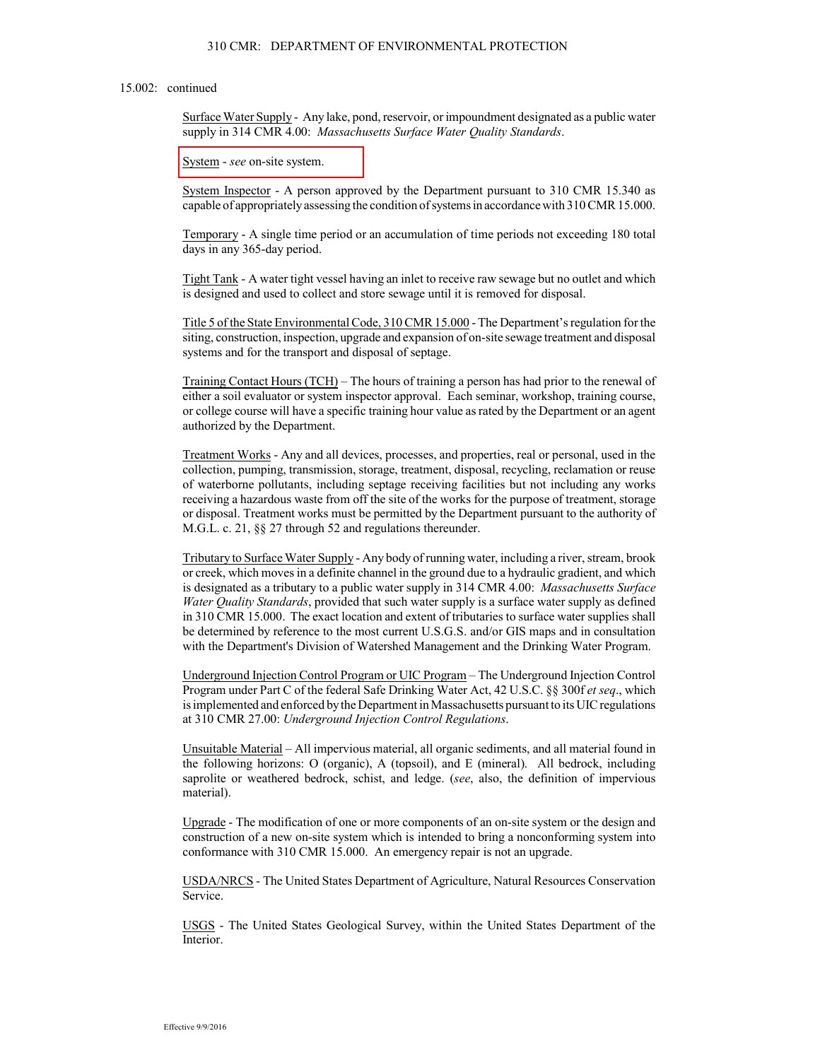15.002: continued

Surface Water Supply - Any lake, pond, reservoir, or impoundment designated as a public water supply in 314 CMR 4.00: *Massachusetts Surface Water Quality Standards*.

System - *see* on-site system.

System Inspector - A person approved by the Department pursuant to 310 CMR 15.340 as capable of appropriately assessing the condition of systems in accordance with 310 CMR 15.000.

Temporary - A single time period or an accumulation of time periods not exceeding 180 total days in any 365-day period.

Tight Tank - A water tight vessel having an inlet to receive raw sewage but no outlet and which is designed and used to collect and store sewage until it is removed for disposal.

Title 5 of the State Environmental Code, 310 CMR 15.000 - The Department's regulation for the siting, construction, inspection, upgrade and expansion of on-site sewage treatment and disposal systems and for the transport and disposal of septage.

Training Contact Hours (TCH) – The hours of training a person has had prior to the renewal of either a soil evaluator or system inspector approval. Each seminar, workshop, training course, or college course will have a specific training hour value as rated by the Department or an agent authorized by the Department.

Treatment Works - Any and all devices, processes, and properties, real or personal, used in the collection, pumping, transmission, storage, treatment, disposal, recycling, reclamation or reuse of waterborne pollutants, including septage receiving facilities but not including any works receiving a hazardous waste from off the site of the works for the purpose of treatment, storage or disposal. Treatment works must be permitted by the Department pursuant to the authority of M.G.L. c. 21, §§ 27 through 52 and regulations thereunder.

Tributary to Surface Water Supply - Any body of running water, including a river, stream, brook or creek, which moves in a definite channel in the ground due to a hydraulic gradient, and which is designated as a tributary to a public water supply in 314 CMR 4.00: *Massachusetts Surface Water Quality Standards*, provided that such water supply is a surface water supply as defined in 310 CMR 15.000. The exact location and extent of tributaries to surface water supplies shall be determined by reference to the most current U.S.G.S. and/or GIS maps and in consultation with the Department's Division of Watershed Management and the Drinking Water Program.

Underground Injection Control Program or UIC Program – The Underground Injection Control Program under Part C of the federal Safe Drinking Water Act, 42 U.S.C. §§ 300f *et seq*., which is implemented and enforced by the Department in Massachusetts pursuant to its UIC regulations at 310 CMR 27.00: *Underground Injection Control Regulations*.

Unsuitable Material – All impervious material, all organic sediments, and all material found in the following horizons: O (organic), A (topsoil), and E (mineral). All bedrock, including saprolite or weathered bedrock, schist, and ledge. (*see*, also, the definition of impervious material).

Upgrade - The modification of one or more components of an on-site system or the design and construction of a new on-site system which is intended to bring a nonconforming system into conformance with 310 CMR 15.000. An emergency repair is not an upgrade.

USDA/NRCS - The United States Department of Agriculture, Natural Resources Conservation Service.

USGS - The United States Geological Survey, within the United States Department of the Interior.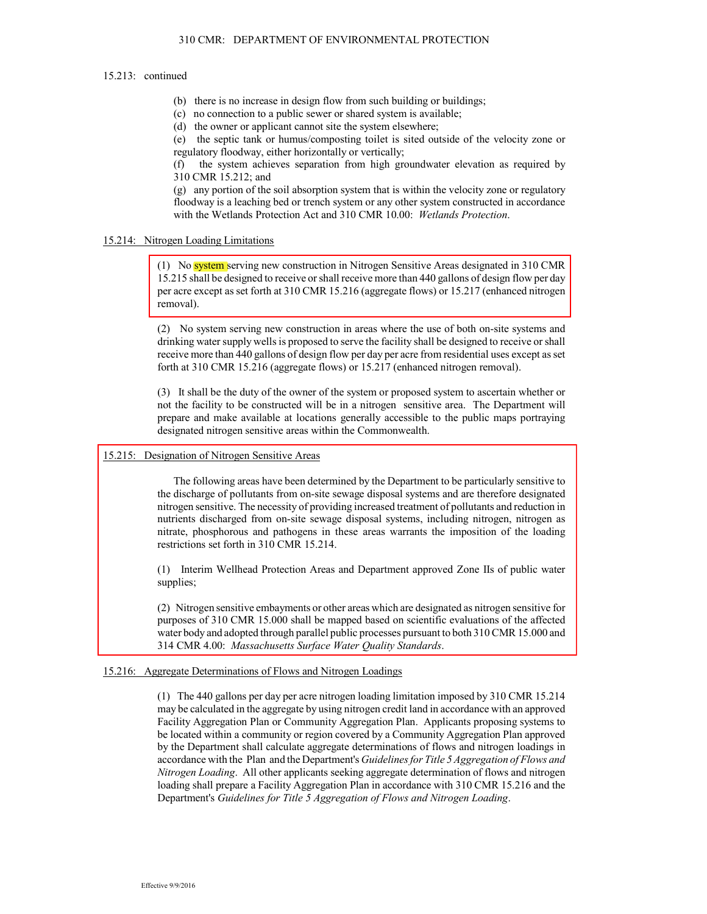15.213: continued

(b) there is no increase in design flow from such building or buildings;
(c) no connection to a public sewer or shared system is available;
(d) the owner or applicant cannot site the system elsewhere;
(e) the septic tank or humus/composting toilet is sited outside of the velocity zone or regulatory floodway, either horizontally or vertically;
(f) the system achieves separation from high groundwater elevation as required by 310 CMR 15.212; and
(g) any portion of the soil absorption system that is within the velocity zone or regulatory floodway is a leaching bed or trench system or any other system constructed in accordance with the Wetlands Protection Act and 310 CMR 10.00: *Wetlands Protection*.

## 15.214: Nitrogen Loading Limitations

(1) No system serving new construction in Nitrogen Sensitive Areas designated in 310 CMR 15.215 shall be designed to receive or shall receive more than 440 gallons of design flow per day per acre except as set forth at 310 CMR 15.216 (aggregate flows) or 15.217 (enhanced nitrogen removal).

(2) No system serving new construction in areas where the use of both on-site systems and drinking water supply wells is proposed to serve the facility shall be designed to receive or shall receive more than 440 gallons of design flow per day per acre from residential uses except as set forth at 310 CMR 15.216 (aggregate flows) or 15.217 (enhanced nitrogen removal).

(3) It shall be the duty of the owner of the system or proposed system to ascertain whether or not the facility to be constructed will be in a nitrogen sensitive area. The Department will prepare and make available at locations generally accessible to the public maps portraying designated nitrogen sensitive areas within the Commonwealth.

## 15.215: Designation of Nitrogen Sensitive Areas

The following areas have been determined by the Department to be particularly sensitive to the discharge of pollutants from on-site sewage disposal systems and are therefore designated nitrogen sensitive. The necessity of providing increased treatment of pollutants and reduction in nutrients discharged from on-site sewage disposal systems, including nitrogen, nitrogen as nitrate, phosphorous and pathogens in these areas warrants the imposition of the loading restrictions set forth in 310 CMR 15.214.

(1) Interim Wellhead Protection Areas and Department approved Zone IIs of public water supplies;

(2) Nitrogen sensitive embayments or other areas which are designated as nitrogen sensitive for purposes of 310 CMR 15.000 shall be mapped based on scientific evaluations of the affected water body and adopted through parallel public processes pursuant to both 310 CMR 15.000 and 314 CMR 4.00: *Massachusetts Surface Water Quality Standards*.

## 15.216: Aggregate Determinations of Flows and Nitrogen Loadings

(1) The 440 gallons per day per acre nitrogen loading limitation imposed by 310 CMR 15.214 may be calculated in the aggregate by using nitrogen credit land in accordance with an approved Facility Aggregation Plan or Community Aggregation Plan. Applicants proposing systems to be located within a community or region covered by a Community Aggregation Plan approved by the Department shall calculate aggregate determinations of flows and nitrogen loadings in accordance with the Plan and the Department's *Guidelines for Title 5 Aggregation of Flows and Nitrogen Loading*. All other applicants seeking aggregate determination of flows and nitrogen loading shall prepare a Facility Aggregation Plan in accordance with 310 CMR 15.216 and the Department's *Guidelines for Title 5 Aggregation of Flows and Nitrogen Loading*.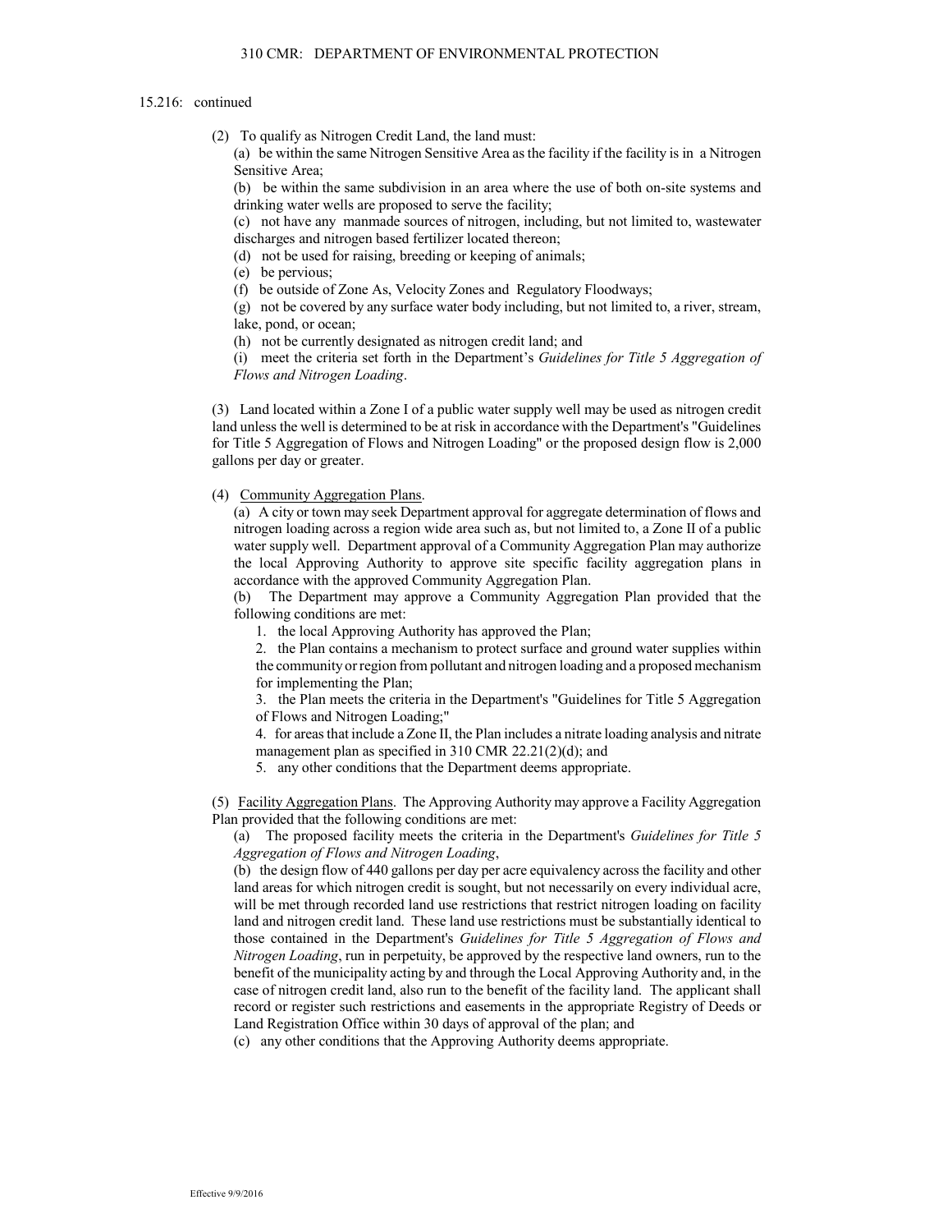15.216: continued

(2) To qualify as Nitrogen Credit Land, the land must:

(a) be within the same Nitrogen Sensitive Area as the facility if the facility is in a Nitrogen Sensitive Area;

(b) be within the same subdivision in an area where the use of both on-site systems and drinking water wells are proposed to serve the facility;

(c) not have any manmade sources of nitrogen, including, but not limited to, wastewater discharges and nitrogen based fertilizer located thereon;

(d) not be used for raising, breeding or keeping of animals;

(e) be pervious;

(f) be outside of Zone As, Velocity Zones and Regulatory Floodways;

(g) not be covered by any surface water body including, but not limited to, a river, stream, lake, pond, or ocean;

(h) not be currently designated as nitrogen credit land; and

(i) meet the criteria set forth in the Department's *Guidelines for Title 5 Aggregation of Flows and Nitrogen Loading*.

(3) Land located within a Zone I of a public water supply well may be used as nitrogen credit land unless the well is determined to be at risk in accordance with the Department's "Guidelines for Title 5 Aggregation of Flows and Nitrogen Loading" or the proposed design flow is 2,000 gallons per day or greater.

(4) <u>Community Aggregation Plans</u>.

(a) A city or town may seek Department approval for aggregate determination of flows and nitrogen loading across a region wide area such as, but not limited to, a Zone II of a public water supply well. Department approval of a Community Aggregation Plan may authorize the local Approving Authority to approve site specific facility aggregation plans in accordance with the approved Community Aggregation Plan.

(b) The Department may approve a Community Aggregation Plan provided that the following conditions are met:

1. the local Approving Authority has approved the Plan;

2. the Plan contains a mechanism to protect surface and ground water supplies within the community or region from pollutant and nitrogen loading and a proposed mechanism for implementing the Plan;

3. the Plan meets the criteria in the Department's "Guidelines for Title 5 Aggregation of Flows and Nitrogen Loading;"

4. for areas that include a Zone II, the Plan includes a nitrate loading analysis and nitrate management plan as specified in 310 CMR 22.21(2)(d); and

5. any other conditions that the Department deems appropriate.

(5) <u>Facility Aggregation Plans</u>. The Approving Authority may approve a Facility Aggregation Plan provided that the following conditions are met:

(a) The proposed facility meets the criteria in the Department's *Guidelines for Title 5 Aggregation of Flows and Nitrogen Loading*,

(b) the design flow of 440 gallons per day per acre equivalency across the facility and other land areas for which nitrogen credit is sought, but not necessarily on every individual acre, will be met through recorded land use restrictions that restrict nitrogen loading on facility land and nitrogen credit land. These land use restrictions must be substantially identical to those contained in the Department's *Guidelines for Title 5 Aggregation of Flows and Nitrogen Loading*, run in perpetuity, be approved by the respective land owners, run to the benefit of the municipality acting by and through the Local Approving Authority and, in the case of nitrogen credit land, also run to the benefit of the facility land. The applicant shall record or register such restrictions and easements in the appropriate Registry of Deeds or Land Registration Office within 30 days of approval of the plan; and

(c) any other conditions that the Approving Authority deems appropriate.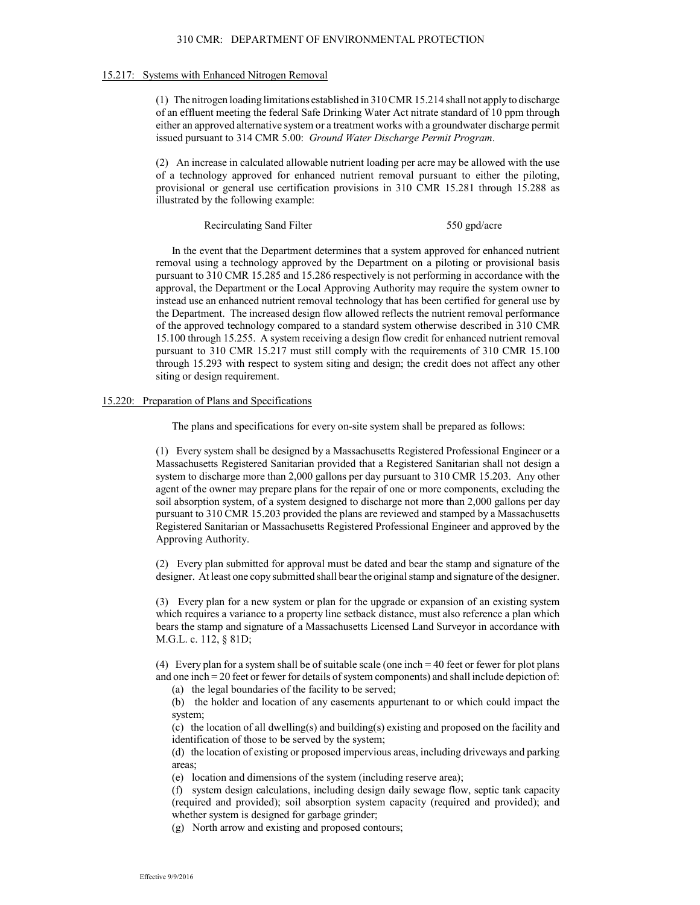### 15.217: Systems with Enhanced Nitrogen Removal

(1) The nitrogen loading limitations established in 310 CMR 15.214 shall not apply to discharge of an effluent meeting the federal Safe Drinking Water Act nitrate standard of 10 ppm through either an approved alternative system or a treatment works with a groundwater discharge permit issued pursuant to 314 CMR 5.00: *Ground Water Discharge Permit Program*.

(2) An increase in calculated allowable nutrient loading per acre may be allowed with the use of a technology approved for enhanced nutrient removal pursuant to either the piloting, provisional or general use certification provisions in 310 CMR 15.281 through 15.288 as illustrated by the following example:

| | |
|---|---|
| Recirculating Sand Filter | 550 gpd/acre |

In the event that the Department determines that a system approved for enhanced nutrient removal using a technology approved by the Department on a piloting or provisional basis pursuant to 310 CMR 15.285 and 15.286 respectively is not performing in accordance with the approval, the Department or the Local Approving Authority may require the system owner to instead use an enhanced nutrient removal technology that has been certified for general use by the Department. The increased design flow allowed reflects the nutrient removal performance of the approved technology compared to a standard system otherwise described in 310 CMR 15.100 through 15.255. A system receiving a design flow credit for enhanced nutrient removal pursuant to 310 CMR 15.217 must still comply with the requirements of 310 CMR 15.100 through 15.293 with respect to system siting and design; the credit does not affect any other siting or design requirement.

### 15.220: Preparation of Plans and Specifications

The plans and specifications for every on-site system shall be prepared as follows:

(1) Every system shall be designed by a Massachusetts Registered Professional Engineer or a Massachusetts Registered Sanitarian provided that a Registered Sanitarian shall not design a system to discharge more than 2,000 gallons per day pursuant to 310 CMR 15.203. Any other agent of the owner may prepare plans for the repair of one or more components, excluding the soil absorption system, of a system designed to discharge not more than 2,000 gallons per day pursuant to 310 CMR 15.203 provided the plans are reviewed and stamped by a Massachusetts Registered Sanitarian or Massachusetts Registered Professional Engineer and approved by the Approving Authority.

(2) Every plan submitted for approval must be dated and bear the stamp and signature of the designer. At least one copy submitted shall bear the original stamp and signature of the designer.

(3) Every plan for a new system or plan for the upgrade or expansion of an existing system which requires a variance to a property line setback distance, must also reference a plan which bears the stamp and signature of a Massachusetts Licensed Land Surveyor in accordance with M.G.L. c. 112, § 81D;

(4) Every plan for a system shall be of suitable scale (one inch = 40 feet or fewer for plot plans and one inch = 20 feet or fewer for details of system components) and shall include depiction of:

(a) the legal boundaries of the facility to be served;

(b) the holder and location of any easements appurtenant to or which could impact the system;

(c) the location of all dwelling(s) and building(s) existing and proposed on the facility and identification of those to be served by the system;

(d) the location of existing or proposed impervious areas, including driveways and parking areas;

(e) location and dimensions of the system (including reserve area);

(f) system design calculations, including design daily sewage flow, septic tank capacity (required and provided); soil absorption system capacity (required and provided); and whether system is designed for garbage grinder;

(g) North arrow and existing and proposed contours;